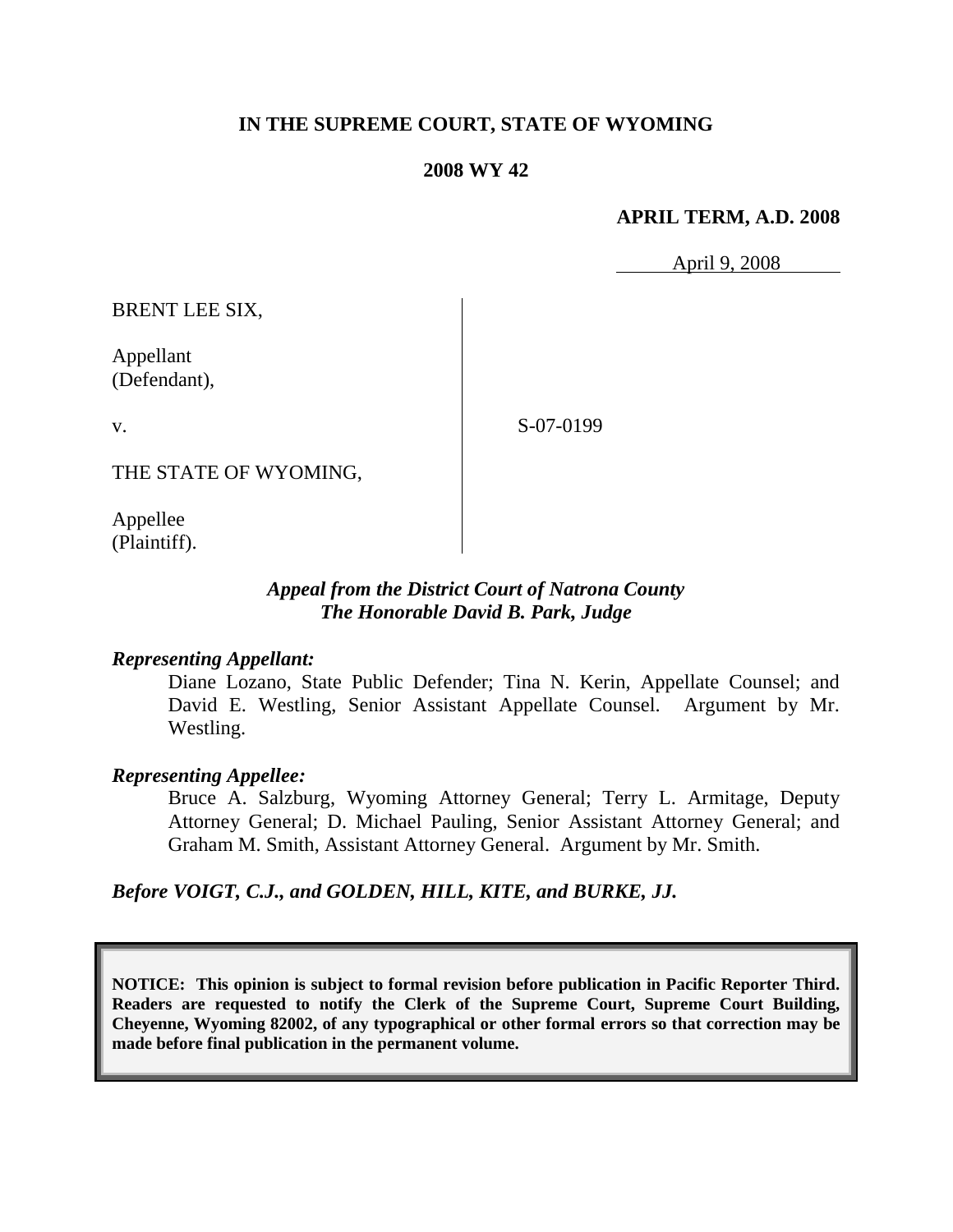**IN THE SUPREME COURT, STATE OF WYOMING**

**2008 WY 42**

**APRIL TERM, A.D. 2008**

April 9, 2008

BRENT LEE SIX,

Appellant
(Defendant),

v.

THE STATE OF WYOMING,

Appellee
(Plaintiff).

S-07-0199

***Appeal from the District Court of Natrona County***
***The Honorable David B. Park, Judge***

***Representing Appellant:***

Diane Lozano, State Public Defender; Tina N. Kerin, Appellate Counsel; and David E. Westling, Senior Assistant Appellate Counsel. Argument by Mr. Westling.

***Representing Appellee:***

Bruce A. Salzburg, Wyoming Attorney General; Terry L. Armitage, Deputy Attorney General; D. Michael Pauling, Senior Assistant Attorney General; and Graham M. Smith, Assistant Attorney General. Argument by Mr. Smith.

***Before VOIGT, C.J., and GOLDEN, HILL, KITE, and BURKE, JJ.***

**NOTICE: This opinion is subject to formal revision before publication in Pacific Reporter Third. Readers are requested to notify the Clerk of the Supreme Court, Supreme Court Building, Cheyenne, Wyoming 82002, of any typographical or other formal errors so that correction may be made before final publication in the permanent volume.**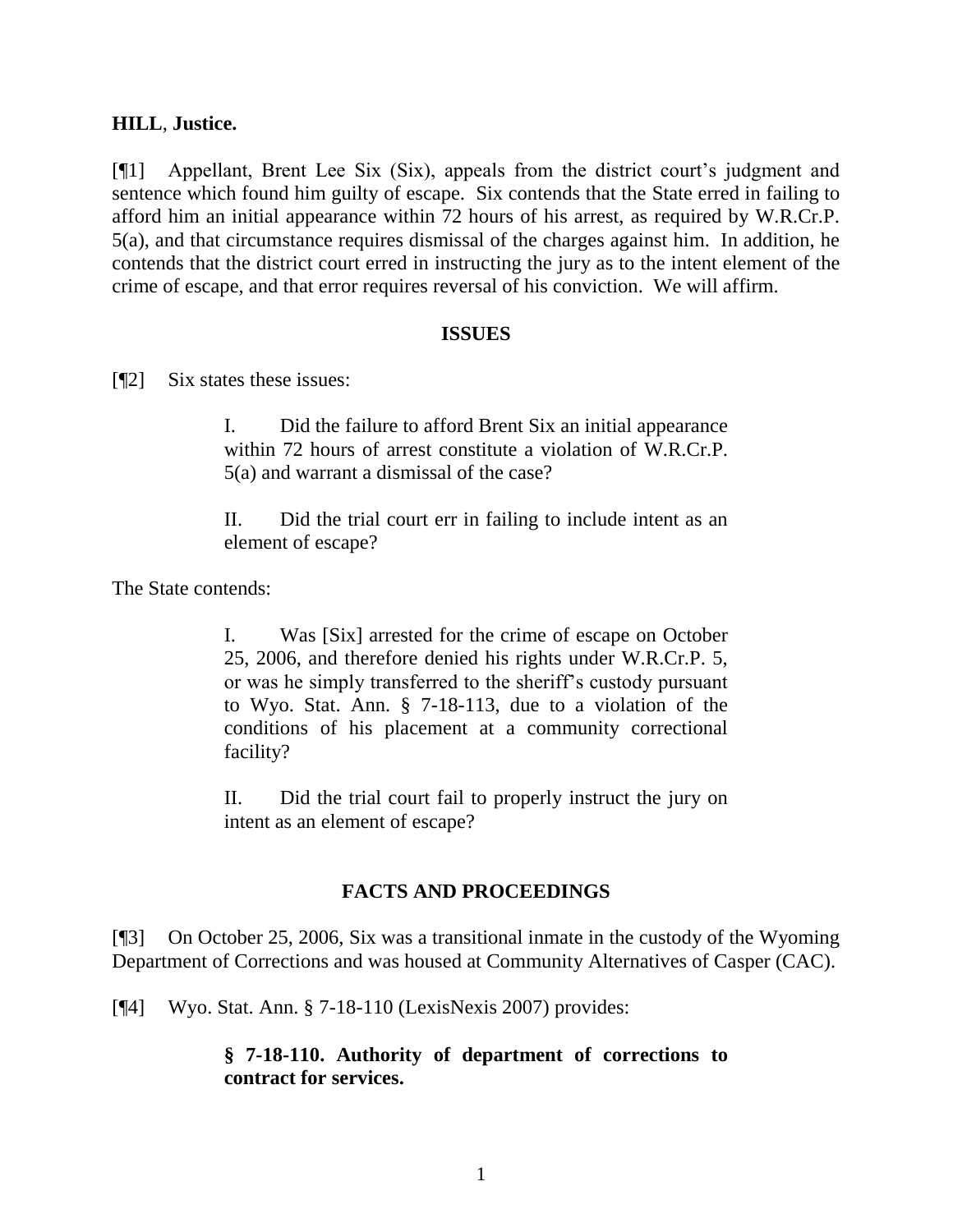**HILL**, **Justice.**

[¶1] Appellant, Brent Lee Six (Six), appeals from the district court's judgment and sentence which found him guilty of escape. Six contends that the State erred in failing to afford him an initial appearance within 72 hours of his arrest, as required by W.R.Cr.P. 5(a), and that circumstance requires dismissal of the charges against him. In addition, he contends that the district court erred in instructing the jury as to the intent element of the crime of escape, and that error requires reversal of his conviction. We will affirm.

## ISSUES

[¶2] Six states these issues:

> I. Did the failure to afford Brent Six an initial appearance within 72 hours of arrest constitute a violation of W.R.Cr.P. 5(a) and warrant a dismissal of the case?
>
> II. Did the trial court err in failing to include intent as an element of escape?

The State contends:

> I. Was [Six] arrested for the crime of escape on October 25, 2006, and therefore denied his rights under W.R.Cr.P. 5, or was he simply transferred to the sheriff's custody pursuant to Wyo. Stat. Ann. § 7-18-113, due to a violation of the conditions of his placement at a community correctional facility?
>
> II. Did the trial court fail to properly instruct the jury on intent as an element of escape?

## FACTS AND PROCEEDINGS

[¶3] On October 25, 2006, Six was a transitional inmate in the custody of the Wyoming Department of Corrections and was housed at Community Alternatives of Casper (CAC).

[¶4] Wyo. Stat. Ann. § 7-18-110 (LexisNexis 2007) provides:

> **§ 7-18-110. Authority of department of corrections to contract for services.**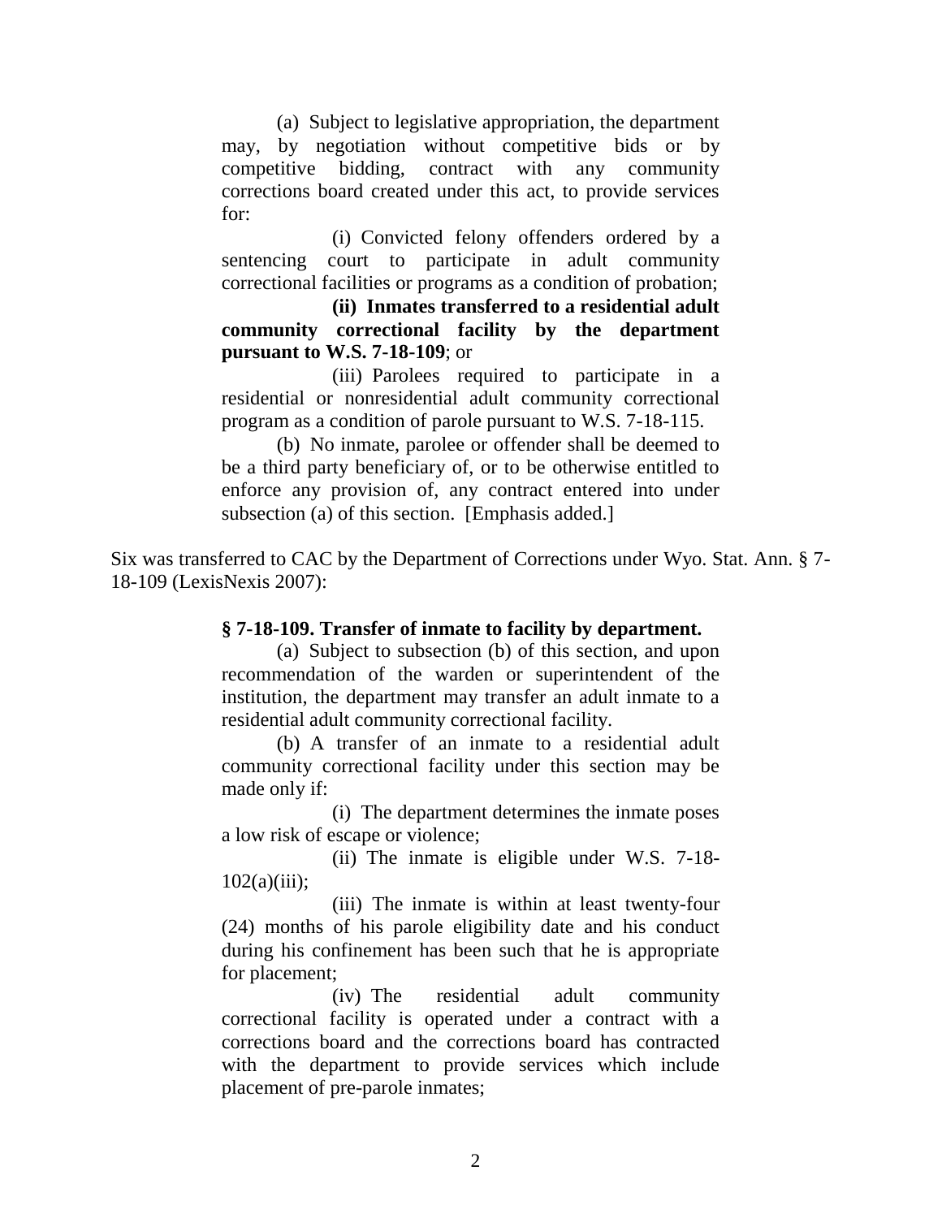> (a) Subject to legislative appropriation, the department may, by negotiation without competitive bids or by competitive bidding, contract with any community corrections board created under this act, to provide services for:
>
> (i) Convicted felony offenders ordered by a sentencing court to participate in adult community correctional facilities or programs as a condition of probation;
>
> **(ii) Inmates transferred to a residential adult community correctional facility by the department pursuant to W.S. 7-18-109**; or
>
> (iii) Parolees required to participate in a residential or nonresidential adult community correctional program as a condition of parole pursuant to W.S. 7-18-115.
>
> (b) No inmate, parolee or offender shall be deemed to be a third party beneficiary of, or to be otherwise entitled to enforce any provision of, any contract entered into under subsection (a) of this section. [Emphasis added.]

Six was transferred to CAC by the Department of Corrections under Wyo. Stat. Ann. § 7-18-109 (LexisNexis 2007):

> **§ 7-18-109. Transfer of inmate to facility by department.**
>
> (a) Subject to subsection (b) of this section, and upon recommendation of the warden or superintendent of the institution, the department may transfer an adult inmate to a residential adult community correctional facility.
>
> (b) A transfer of an inmate to a residential adult community correctional facility under this section may be made only if:
>
> (i) The department determines the inmate poses a low risk of escape or violence;
>
> (ii) The inmate is eligible under W.S. 7-18-102(a)(iii);
>
> (iii) The inmate is within at least twenty-four (24) months of his parole eligibility date and his conduct during his confinement has been such that he is appropriate for placement;
>
> (iv) The residential adult community correctional facility is operated under a contract with a corrections board and the corrections board has contracted with the department to provide services which include placement of pre-parole inmates;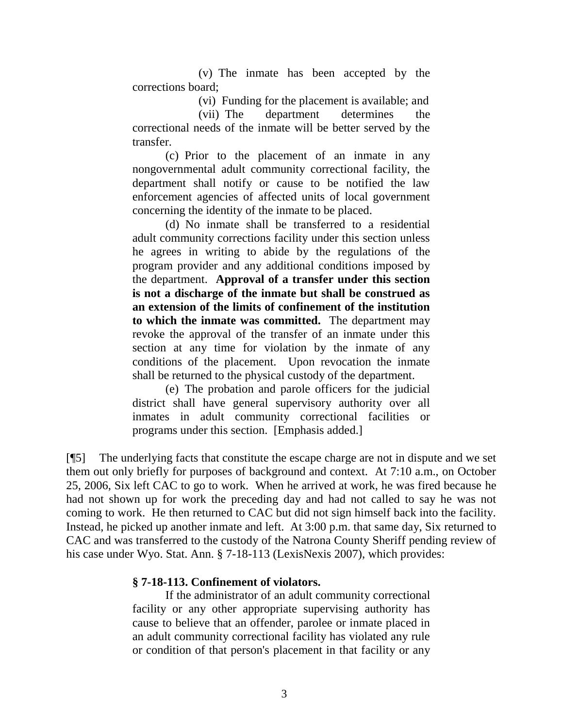(v) The inmate has been accepted by the corrections board;

(vi) Funding for the placement is available; and

(vii) The department determines the correctional needs of the inmate will be better served by the transfer.

(c) Prior to the placement of an inmate in any nongovernmental adult community correctional facility, the department shall notify or cause to be notified the law enforcement agencies of affected units of local government concerning the identity of the inmate to be placed.

(d) No inmate shall be transferred to a residential adult community corrections facility under this section unless he agrees in writing to abide by the regulations of the program provider and any additional conditions imposed by the department. **Approval of a transfer under this section is not a discharge of the inmate but shall be construed as an extension of the limits of confinement of the institution to which the inmate was committed.** The department may revoke the approval of the transfer of an inmate under this section at any time for violation by the inmate of any conditions of the placement. Upon revocation the inmate shall be returned to the physical custody of the department.

(e) The probation and parole officers for the judicial district shall have general supervisory authority over all inmates in adult community correctional facilities or programs under this section. [Emphasis added.]

[¶5] The underlying facts that constitute the escape charge are not in dispute and we set them out only briefly for purposes of background and context. At 7:10 a.m., on October 25, 2006, Six left CAC to go to work. When he arrived at work, he was fired because he had not shown up for work the preceding day and had not called to say he was not coming to work. He then returned to CAC but did not sign himself back into the facility. Instead, he picked up another inmate and left. At 3:00 p.m. that same day, Six returned to CAC and was transferred to the custody of the Natrona County Sheriff pending review of his case under Wyo. Stat. Ann. § 7-18-113 (LexisNexis 2007), which provides:

**§ 7-18-113. Confinement of violators.**

If the administrator of an adult community correctional facility or any other appropriate supervising authority has cause to believe that an offender, parolee or inmate placed in an adult community correctional facility has violated any rule or condition of that person's placement in that facility or any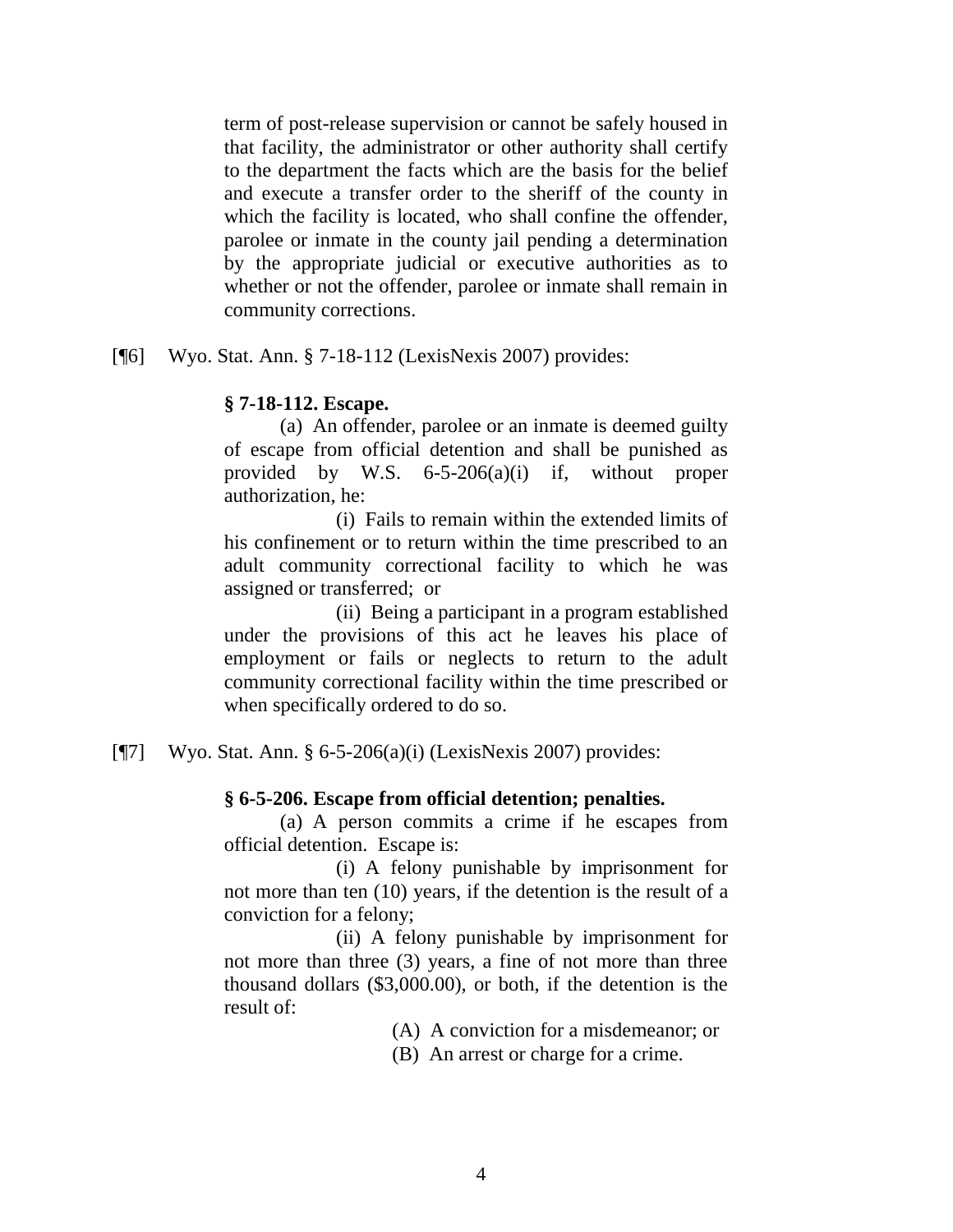> term of post-release supervision or cannot be safely housed in that facility, the administrator or other authority shall certify to the department the facts which are the basis for the belief and execute a transfer order to the sheriff of the county in which the facility is located, who shall confine the offender, parolee or inmate in the county jail pending a determination by the appropriate judicial or executive authorities as to whether or not the offender, parolee or inmate shall remain in community corrections.

[¶6] Wyo. Stat. Ann. § 7-18-112 (LexisNexis 2007) provides:

> **§ 7-18-112. Escape.**
>
> (a) An offender, parolee or an inmate is deemed guilty of escape from official detention and shall be punished as provided by W.S. 6-5-206(a)(i) if, without proper authorization, he:
>
> (i) Fails to remain within the extended limits of his confinement or to return within the time prescribed to an adult community correctional facility to which he was assigned or transferred; or
>
> (ii) Being a participant in a program established under the provisions of this act he leaves his place of employment or fails or neglects to return to the adult community correctional facility within the time prescribed or when specifically ordered to do so.

[¶7] Wyo. Stat. Ann. § 6-5-206(a)(i) (LexisNexis 2007) provides:

> **§ 6-5-206. Escape from official detention; penalties.**
>
> (a) A person commits a crime if he escapes from official detention. Escape is:
>
> (i) A felony punishable by imprisonment for not more than ten (10) years, if the detention is the result of a conviction for a felony;
>
> (ii) A felony punishable by imprisonment for not more than three (3) years, a fine of not more than three thousand dollars ($3,000.00), or both, if the detention is the result of:
>
> (A) A conviction for a misdemeanor; or
>
> (B) An arrest or charge for a crime.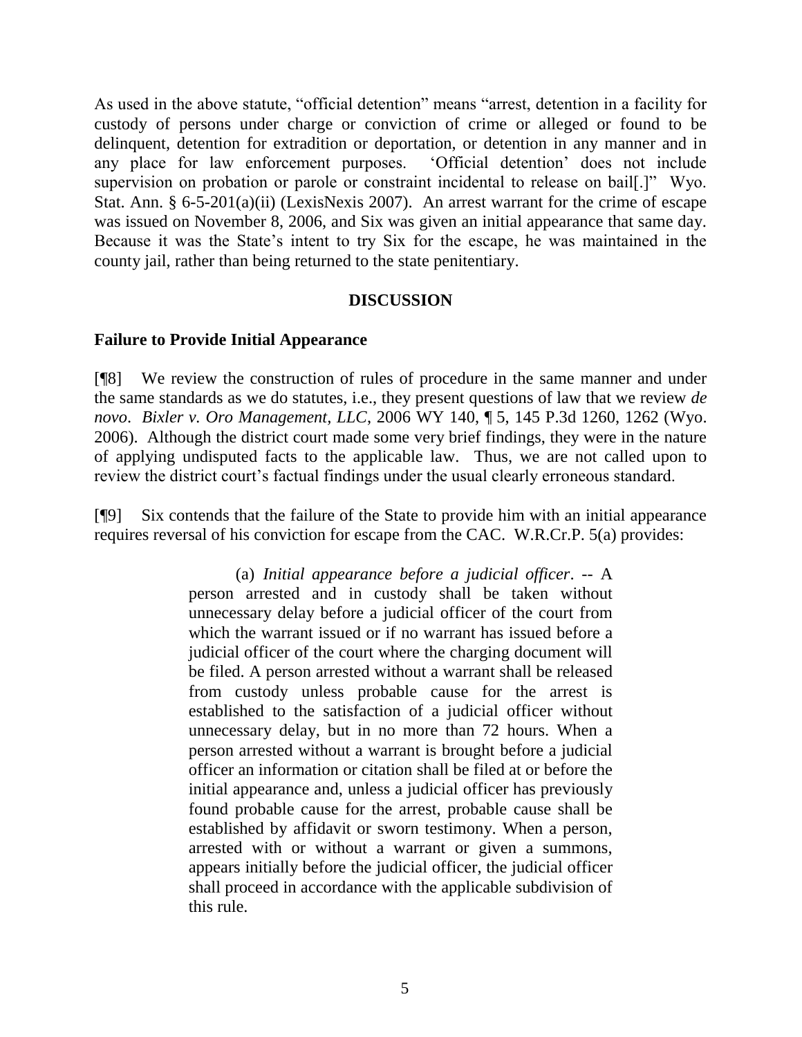As used in the above statute, "official detention" means "arrest, detention in a facility for custody of persons under charge or conviction of crime or alleged or found to be delinquent, detention for extradition or deportation, or detention in any manner and in any place for law enforcement purposes. 'Official detention' does not include supervision on probation or parole or constraint incidental to release on bail[.]" Wyo. Stat. Ann. § 6-5-201(a)(ii) (LexisNexis 2007). An arrest warrant for the crime of escape was issued on November 8, 2006, and Six was given an initial appearance that same day. Because it was the State's intent to try Six for the escape, he was maintained in the county jail, rather than being returned to the state penitentiary.

## DISCUSSION

### Failure to Provide Initial Appearance

[¶8] We review the construction of rules of procedure in the same manner and under the same standards as we do statutes, i.e., they present questions of law that we review *de novo*. *Bixler v. Oro Management, LLC*, 2006 WY 140, ¶ 5, 145 P.3d 1260, 1262 (Wyo. 2006). Although the district court made some very brief findings, they were in the nature of applying undisputed facts to the applicable law. Thus, we are not called upon to review the district court's factual findings under the usual clearly erroneous standard.

[¶9] Six contends that the failure of the State to provide him with an initial appearance requires reversal of his conviction for escape from the CAC. W.R.Cr.P. 5(a) provides:

> (a) *Initial appearance before a judicial officer*. -- A person arrested and in custody shall be taken without unnecessary delay before a judicial officer of the court from which the warrant issued or if no warrant has issued before a judicial officer of the court where the charging document will be filed. A person arrested without a warrant shall be released from custody unless probable cause for the arrest is established to the satisfaction of a judicial officer without unnecessary delay, but in no more than 72 hours. When a person arrested without a warrant is brought before a judicial officer an information or citation shall be filed at or before the initial appearance and, unless a judicial officer has previously found probable cause for the arrest, probable cause shall be established by affidavit or sworn testimony. When a person, arrested with or without a warrant or given a summons, appears initially before the judicial officer, the judicial officer shall proceed in accordance with the applicable subdivision of this rule.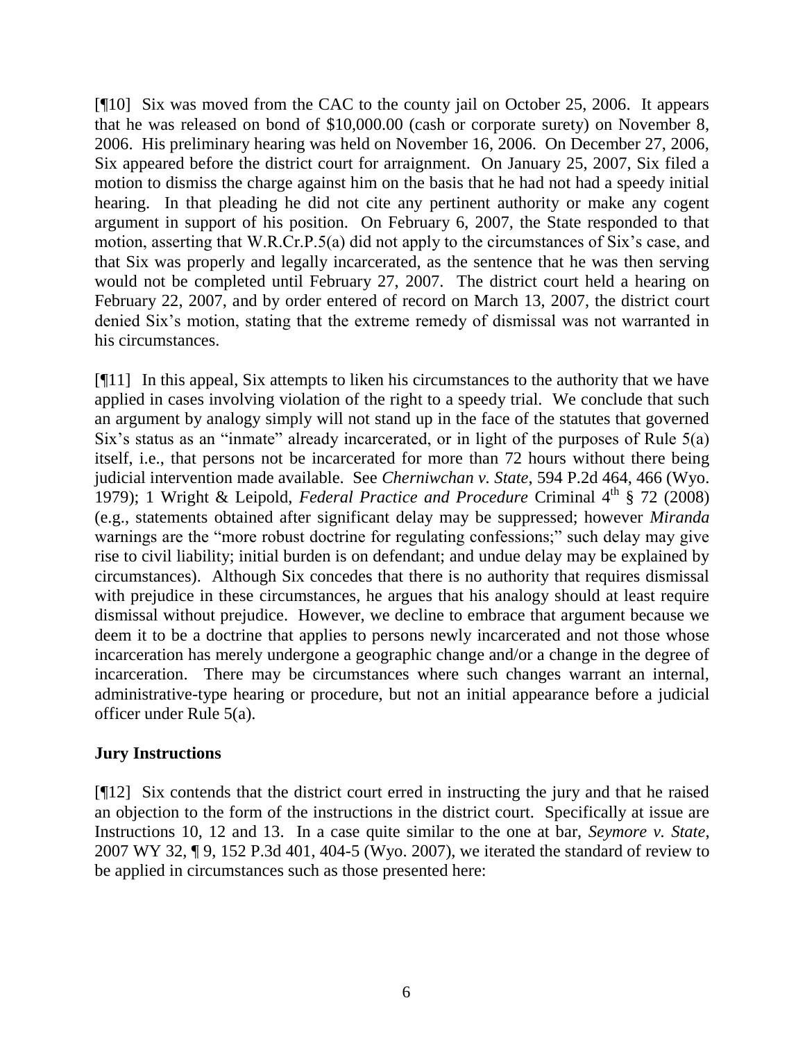[¶10] Six was moved from the CAC to the county jail on October 25, 2006. It appears that he was released on bond of $10,000.00 (cash or corporate surety) on November 8, 2006. His preliminary hearing was held on November 16, 2006. On December 27, 2006, Six appeared before the district court for arraignment. On January 25, 2007, Six filed a motion to dismiss the charge against him on the basis that he had not had a speedy initial hearing. In that pleading he did not cite any pertinent authority or make any cogent argument in support of his position. On February 6, 2007, the State responded to that motion, asserting that W.R.Cr.P.5(a) did not apply to the circumstances of Six's case, and that Six was properly and legally incarcerated, as the sentence that he was then serving would not be completed until February 27, 2007. The district court held a hearing on February 22, 2007, and by order entered of record on March 13, 2007, the district court denied Six's motion, stating that the extreme remedy of dismissal was not warranted in his circumstances.

[¶11] In this appeal, Six attempts to liken his circumstances to the authority that we have applied in cases involving violation of the right to a speedy trial. We conclude that such an argument by analogy simply will not stand up in the face of the statutes that governed Six's status as an "inmate" already incarcerated, or in light of the purposes of Rule 5(a) itself, i.e., that persons not be incarcerated for more than 72 hours without there being judicial intervention made available. See *Cherniwchan v. State*, 594 P.2d 464, 466 (Wyo. 1979); 1 Wright & Leipold, *Federal Practice and Procedure* Criminal 4th § 72 (2008) (e.g., statements obtained after significant delay may be suppressed; however *Miranda* warnings are the "more robust doctrine for regulating confessions;" such delay may give rise to civil liability; initial burden is on defendant; and undue delay may be explained by circumstances). Although Six concedes that there is no authority that requires dismissal with prejudice in these circumstances, he argues that his analogy should at least require dismissal without prejudice. However, we decline to embrace that argument because we deem it to be a doctrine that applies to persons newly incarcerated and not those whose incarceration has merely undergone a geographic change and/or a change in the degree of incarceration. There may be circumstances where such changes warrant an internal, administrative-type hearing or procedure, but not an initial appearance before a judicial officer under Rule 5(a).

**Jury Instructions**

[¶12] Six contends that the district court erred in instructing the jury and that he raised an objection to the form of the instructions in the district court. Specifically at issue are Instructions 10, 12 and 13. In a case quite similar to the one at bar, *Seymore v. State*, 2007 WY 32, ¶ 9, 152 P.3d 401, 404-5 (Wyo. 2007), we iterated the standard of review to be applied in circumstances such as those presented here: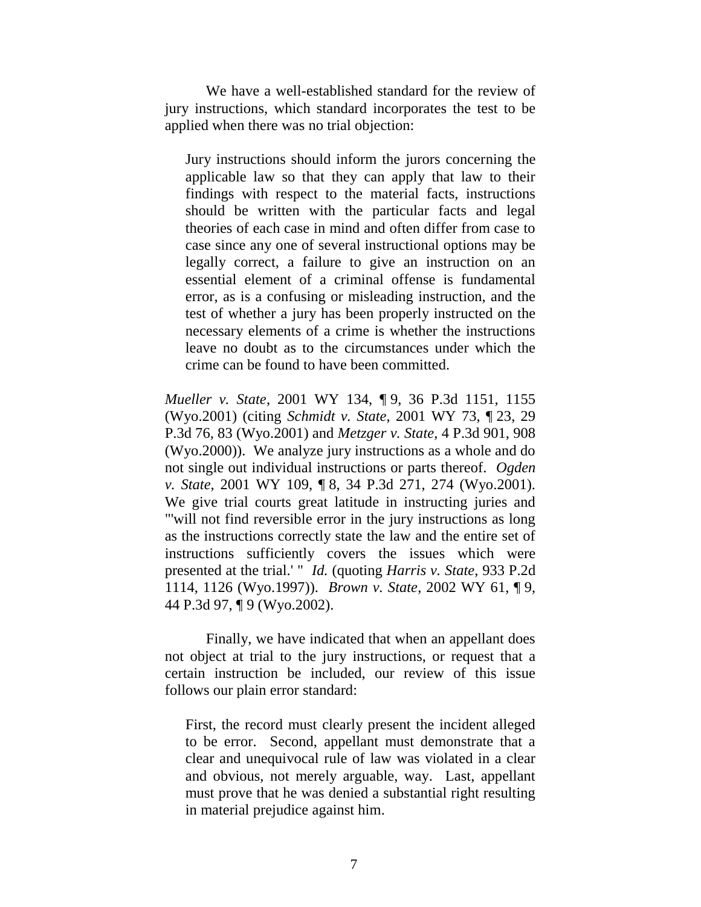We have a well-established standard for the review of jury instructions, which standard incorporates the test to be applied when there was no trial objection:

> Jury instructions should inform the jurors concerning the applicable law so that they can apply that law to their findings with respect to the material facts, instructions should be written with the particular facts and legal theories of each case in mind and often differ from case to case since any one of several instructional options may be legally correct, a failure to give an instruction on an essential element of a criminal offense is fundamental error, as is a confusing or misleading instruction, and the test of whether a jury has been properly instructed on the necessary elements of a crime is whether the instructions leave no doubt as to the circumstances under which the crime can be found to have been committed.

*Mueller v. State*, 2001 WY 134, ¶ 9, 36 P.3d 1151, 1155 (Wyo.2001) (citing *Schmidt v. State*, 2001 WY 73, ¶ 23, 29 P.3d 76, 83 (Wyo.2001) and *Metzger v. State*, 4 P.3d 901, 908 (Wyo.2000)). We analyze jury instructions as a whole and do not single out individual instructions or parts thereof. *Ogden v. State*, 2001 WY 109, ¶ 8, 34 P.3d 271, 274 (Wyo.2001). We give trial courts great latitude in instructing juries and "'will not find reversible error in the jury instructions as long as the instructions correctly state the law and the entire set of instructions sufficiently covers the issues which were presented at the trial.' " *Id.* (quoting *Harris v. State*, 933 P.2d 1114, 1126 (Wyo.1997)). *Brown v. State*, 2002 WY 61, ¶ 9, 44 P.3d 97, ¶ 9 (Wyo.2002).

Finally, we have indicated that when an appellant does not object at trial to the jury instructions, or request that a certain instruction be included, our review of this issue follows our plain error standard:

> First, the record must clearly present the incident alleged to be error. Second, appellant must demonstrate that a clear and unequivocal rule of law was violated in a clear and obvious, not merely arguable, way. Last, appellant must prove that he was denied a substantial right resulting in material prejudice against him.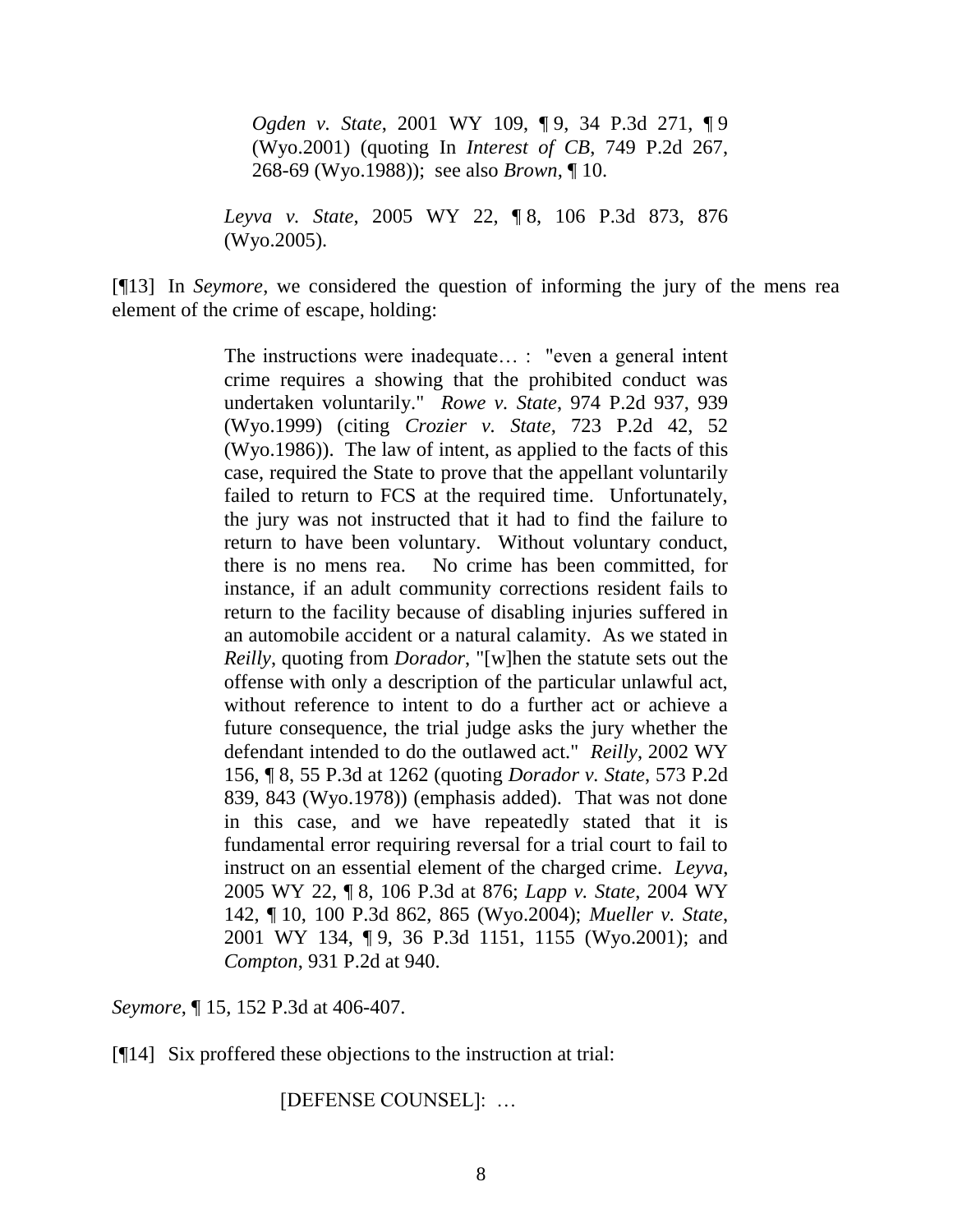> *Ogden v. State*, 2001 WY 109, ¶ 9, 34 P.3d 271, ¶ 9 (Wyo.2001) (quoting In *Interest of CB*, 749 P.2d 267, 268-69 (Wyo.1988)); see also *Brown*, ¶ 10.

*Leyva v. State*, 2005 WY 22, ¶ 8, 106 P.3d 873, 876 (Wyo.2005).

[¶13] In *Seymore*, we considered the question of informing the jury of the mens rea element of the crime of escape, holding:

> The instructions were inadequate… : "even a general intent crime requires a showing that the prohibited conduct was undertaken voluntarily." *Rowe v. State*, 974 P.2d 937, 939 (Wyo.1999) (citing *Crozier v. State*, 723 P.2d 42, 52 (Wyo.1986)). The law of intent, as applied to the facts of this case, required the State to prove that the appellant voluntarily failed to return to FCS at the required time. Unfortunately, the jury was not instructed that it had to find the failure to return to have been voluntary. Without voluntary conduct, there is no mens rea. No crime has been committed, for instance, if an adult community corrections resident fails to return to the facility because of disabling injuries suffered in an automobile accident or a natural calamity. As we stated in *Reilly*, quoting from *Dorador*, "[w]hen the statute sets out the offense with only a description of the particular unlawful act, without reference to intent to do a further act or achieve a future consequence, the trial judge asks the jury whether the defendant intended to do the outlawed act." *Reilly*, 2002 WY 156, ¶ 8, 55 P.3d at 1262 (quoting *Dorador v. State*, 573 P.2d 839, 843 (Wyo.1978)) (emphasis added). That was not done in this case, and we have repeatedly stated that it is fundamental error requiring reversal for a trial court to fail to instruct on an essential element of the charged crime. *Leyva*, 2005 WY 22, ¶ 8, 106 P.3d at 876; *Lapp v. State*, 2004 WY 142, ¶ 10, 100 P.3d 862, 865 (Wyo.2004); *Mueller v. State*, 2001 WY 134, ¶ 9, 36 P.3d 1151, 1155 (Wyo.2001); and *Compton*, 931 P.2d at 940.

*Seymore*, ¶ 15, 152 P.3d at 406-407.

[¶14] Six proffered these objections to the instruction at trial:

> [DEFENSE COUNSEL]: …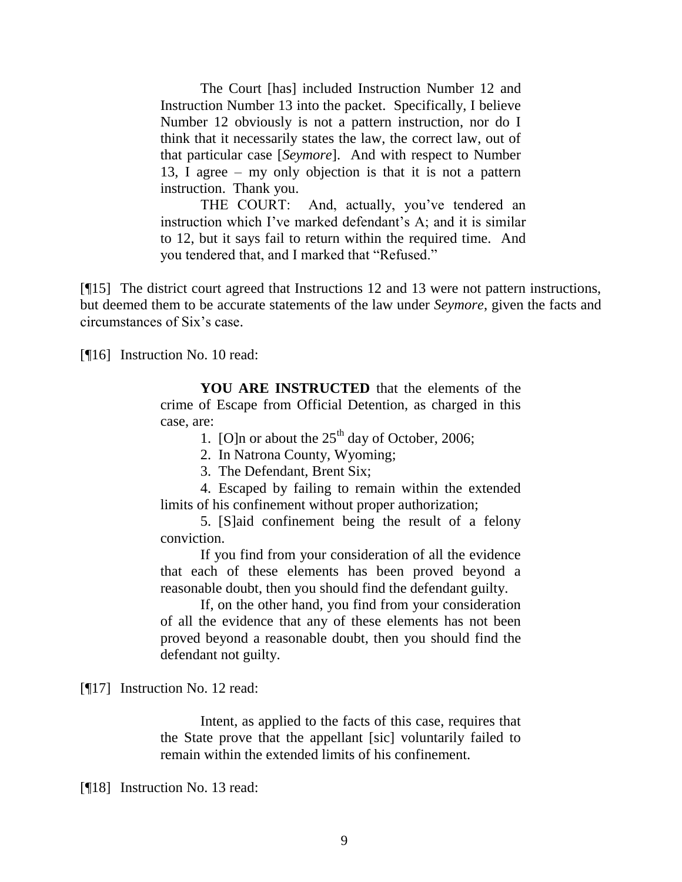> The Court [has] included Instruction Number 12 and Instruction Number 13 into the packet. Specifically, I believe Number 12 obviously is not a pattern instruction, nor do I think that it necessarily states the law, the correct law, out of that particular case [*Seymore*]. And with respect to Number 13, I agree – my only objection is that it is not a pattern instruction. Thank you.
>
> THE COURT: And, actually, you've tendered an instruction which I've marked defendant's A; and it is similar to 12, but it says fail to return within the required time. And you tendered that, and I marked that "Refused."

[¶15] The district court agreed that Instructions 12 and 13 were not pattern instructions, but deemed them to be accurate statements of the law under *Seymore*, given the facts and circumstances of Six's case.

[¶16] Instruction No. 10 read:

> **YOU ARE INSTRUCTED** that the elements of the crime of Escape from Official Detention, as charged in this case, are:
>
> 1. [O]n or about the 25th day of October, 2006;
> 2. In Natrona County, Wyoming;
> 3. The Defendant, Brent Six;
> 4. Escaped by failing to remain within the extended limits of his confinement without proper authorization;
> 5. [S]aid confinement being the result of a felony conviction.
>
> If you find from your consideration of all the evidence that each of these elements has been proved beyond a reasonable doubt, then you should find the defendant guilty.
>
> If, on the other hand, you find from your consideration of all the evidence that any of these elements has not been proved beyond a reasonable doubt, then you should find the defendant not guilty.

[¶17] Instruction No. 12 read:

> Intent, as applied to the facts of this case, requires that the State prove that the appellant [sic] voluntarily failed to remain within the extended limits of his confinement.

[¶18] Instruction No. 13 read: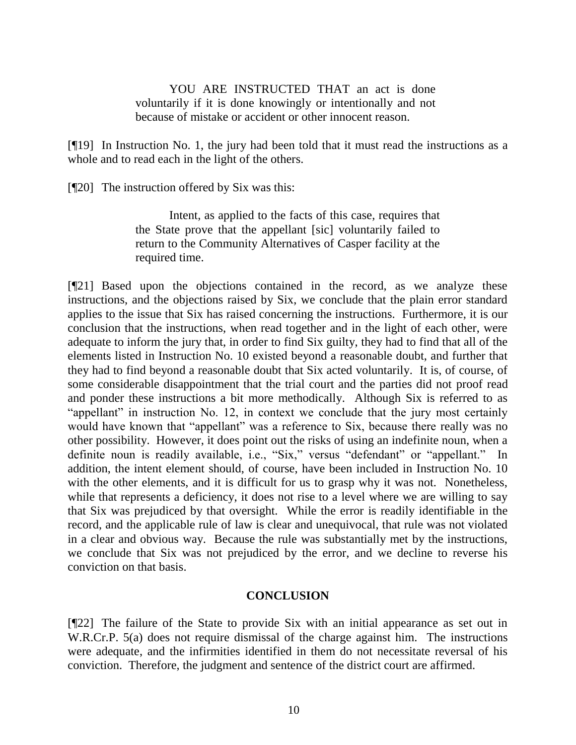> YOU ARE INSTRUCTED THAT an act is done voluntarily if it is done knowingly or intentionally and not because of mistake or accident or other innocent reason.

[¶19] In Instruction No. 1, the jury had been told that it must read the instructions as a whole and to read each in the light of the others.

[¶20] The instruction offered by Six was this:

> Intent, as applied to the facts of this case, requires that the State prove that the appellant [sic] voluntarily failed to return to the Community Alternatives of Casper facility at the required time.

[¶21] Based upon the objections contained in the record, as we analyze these instructions, and the objections raised by Six, we conclude that the plain error standard applies to the issue that Six has raised concerning the instructions. Furthermore, it is our conclusion that the instructions, when read together and in the light of each other, were adequate to inform the jury that, in order to find Six guilty, they had to find that all of the elements listed in Instruction No. 10 existed beyond a reasonable doubt, and further that they had to find beyond a reasonable doubt that Six acted voluntarily. It is, of course, of some considerable disappointment that the trial court and the parties did not proof read and ponder these instructions a bit more methodically. Although Six is referred to as "appellant" in instruction No. 12, in context we conclude that the jury most certainly would have known that "appellant" was a reference to Six, because there really was no other possibility. However, it does point out the risks of using an indefinite noun, when a definite noun is readily available, i.e., "Six," versus "defendant" or "appellant." In addition, the intent element should, of course, have been included in Instruction No. 10 with the other elements, and it is difficult for us to grasp why it was not. Nonetheless, while that represents a deficiency, it does not rise to a level where we are willing to say that Six was prejudiced by that oversight. While the error is readily identifiable in the record, and the applicable rule of law is clear and unequivocal, that rule was not violated in a clear and obvious way. Because the rule was substantially met by the instructions, we conclude that Six was not prejudiced by the error, and we decline to reverse his conviction on that basis.

## CONCLUSION

[¶22] The failure of the State to provide Six with an initial appearance as set out in W.R.Cr.P. 5(a) does not require dismissal of the charge against him. The instructions were adequate, and the infirmities identified in them do not necessitate reversal of his conviction. Therefore, the judgment and sentence of the district court are affirmed.